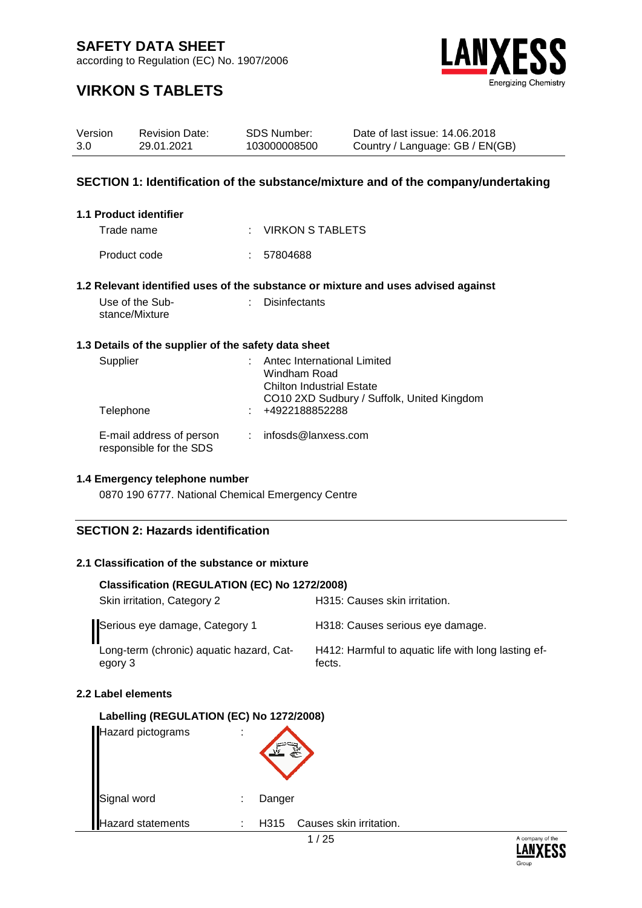# SAFETY DATA SHEET

according to Regulation (EC) No. 1907/2006

# VIRKON S TABLETS

| Version | Revision Date: | SDS Number: | Date of last issue: 14.06.2018 |
|---|---|---|---|
| 3.0 | 29.01.2021 | 103000008500 | Country / Language: GB / EN(GB) |

## SECTION 1: Identification of the substance/mixture and of the company/undertaking

### 1.1 Product identifier

Trade name : VIRKON S TABLETS

Product code : 57804688

### 1.2 Relevant identified uses of the substance or mixture and uses advised against

Use of the Substance/Mixture : Disinfectants

### 1.3 Details of the supplier of the safety data sheet

Supplier : Antec International Limited
Windham Road
Chilton Industrial Estate
CO10 2XD Sudbury / Suffolk, United Kingdom

Telephone : +4922188852288

E-mail address of person responsible for the SDS : infosds@lanxess.com

### 1.4 Emergency telephone number

0870 190 6777. National Chemical Emergency Centre

## SECTION 2: Hazards identification

### 2.1 Classification of the substance or mixture

**Classification (REGULATION (EC) No 1272/2008)**

| | |
|---|---|
| Skin irritation, Category 2 | H315: Causes skin irritation. |
| Serious eye damage, Category 1 | H318: Causes serious eye damage. |
| Long-term (chronic) aquatic hazard, Category 3 | H412: Harmful to aquatic life with long lasting effects. |

### 2.2 Label elements

**Labelling (REGULATION (EC) No 1272/2008)**

Hazard pictograms :

Signal word : Danger

Hazard statements : H315 Causes skin irritation.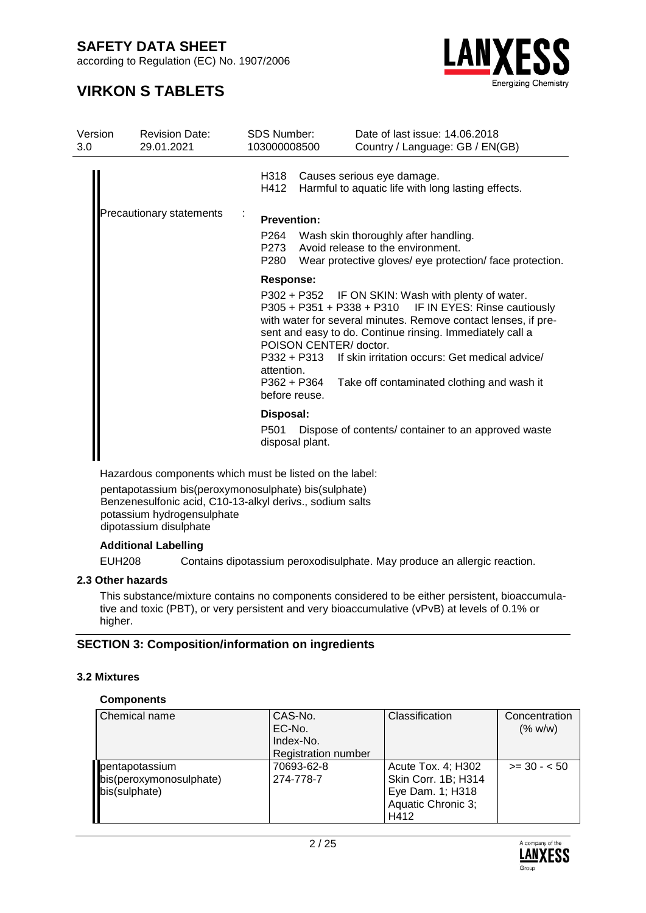H318 Causes serious eye damage.
H412 Harmful to aquatic life with long lasting effects.

Precautionary statements :

**Prevention:**

P264 Wash skin thoroughly after handling.
P273 Avoid release to the environment.
P280 Wear protective gloves/ eye protection/ face protection.

**Response:**

P302 + P352 IF ON SKIN: Wash with plenty of water.
P305 + P351 + P338 + P310 IF IN EYES: Rinse cautiously with water for several minutes. Remove contact lenses, if present and easy to do. Continue rinsing. Immediately call a POISON CENTER/ doctor.
P332 + P313 If skin irritation occurs: Get medical advice/ attention.
P362 + P364 Take off contaminated clothing and wash it before reuse.

**Disposal:**

P501 Dispose of contents/ container to an approved waste disposal plant.

Hazardous components which must be listed on the label:

pentapotassium bis(peroxymonosulphate) bis(sulphate)
Benzenesulfonic acid, C10-13-alkyl derivs., sodium salts
potassium hydrogensulphate
dipotassium disulphate

**Additional Labelling**

EUH208 Contains dipotassium peroxodisulphate. May produce an allergic reaction.

### 2.3 Other hazards

This substance/mixture contains no components considered to be either persistent, bioaccumulative and toxic (PBT), or very persistent and very bioaccumulative (vPvB) at levels of 0.1% or higher.

## SECTION 3: Composition/information on ingredients

### 3.2 Mixtures

**Components**

| Chemical name | CAS-No.<br>EC-No.<br>Index-No.<br>Registration number | Classification | Concentration (% w/w) |
|---|---|---|---|
| pentapotassium bis(peroxymonosulphate) bis(sulphate) | 70693-62-8<br>274-778-7 | Acute Tox. 4; H302<br>Skin Corr. 1B; H314<br>Eye Dam. 1; H318<br>Aquatic Chronic 3; H412 | >= 30 - < 50 |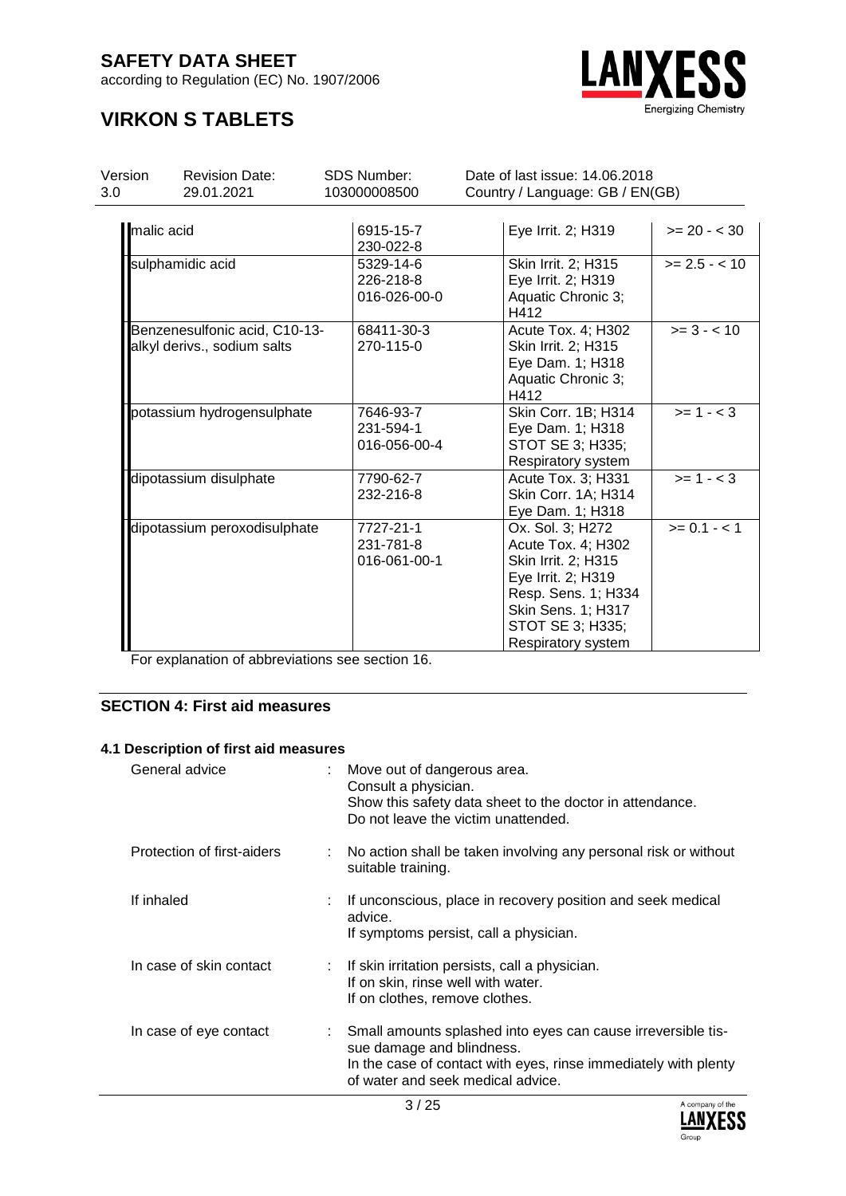| | | | |
|---|---|---|---|
| malic acid | 6915-15-7<br>230-022-8 | Eye Irrit. 2; H319 | >= 20 - < 30 |
| sulphamidic acid | 5329-14-6<br>226-218-8<br>016-026-00-0 | Skin Irrit. 2; H315<br>Eye Irrit. 2; H319<br>Aquatic Chronic 3; H412 | >= 2.5 - < 10 |
| Benzenesulfonic acid, C10-13-alkyl derivs., sodium salts | 68411-30-3<br>270-115-0 | Acute Tox. 4; H302<br>Skin Irrit. 2; H315<br>Eye Dam. 1; H318<br>Aquatic Chronic 3; H412 | >= 3 - < 10 |
| potassium hydrogensulphate | 7646-93-7<br>231-594-1<br>016-056-00-4 | Skin Corr. 1B; H314<br>Eye Dam. 1; H318<br>STOT SE 3; H335; Respiratory system | >= 1 - < 3 |
| dipotassium disulphate | 7790-62-7<br>232-216-8 | Acute Tox. 3; H331<br>Skin Corr. 1A; H314<br>Eye Dam. 1; H318 | >= 1 - < 3 |
| dipotassium peroxodisulphate | 7727-21-1<br>231-781-8<br>016-061-00-1 | Ox. Sol. 3; H272<br>Acute Tox. 4; H302<br>Skin Irrit. 2; H315<br>Eye Irrit. 2; H319<br>Resp. Sens. 1; H334<br>Skin Sens. 1; H317<br>STOT SE 3; H335; Respiratory system | >= 0.1 - < 1 |

For explanation of abbreviations see section 16.

## SECTION 4: First aid measures

### 4.1 Description of first aid measures

General advice : Move out of dangerous area.
Consult a physician.
Show this safety data sheet to the doctor in attendance.
Do not leave the victim unattended.

Protection of first-aiders : No action shall be taken involving any personal risk or without suitable training.

If inhaled : If unconscious, place in recovery position and seek medical advice.
If symptoms persist, call a physician.

In case of skin contact : If skin irritation persists, call a physician.
If on skin, rinse well with water.
If on clothes, remove clothes.

In case of eye contact : Small amounts splashed into eyes can cause irreversible tissue damage and blindness.
In the case of contact with eyes, rinse immediately with plenty of water and seek medical advice.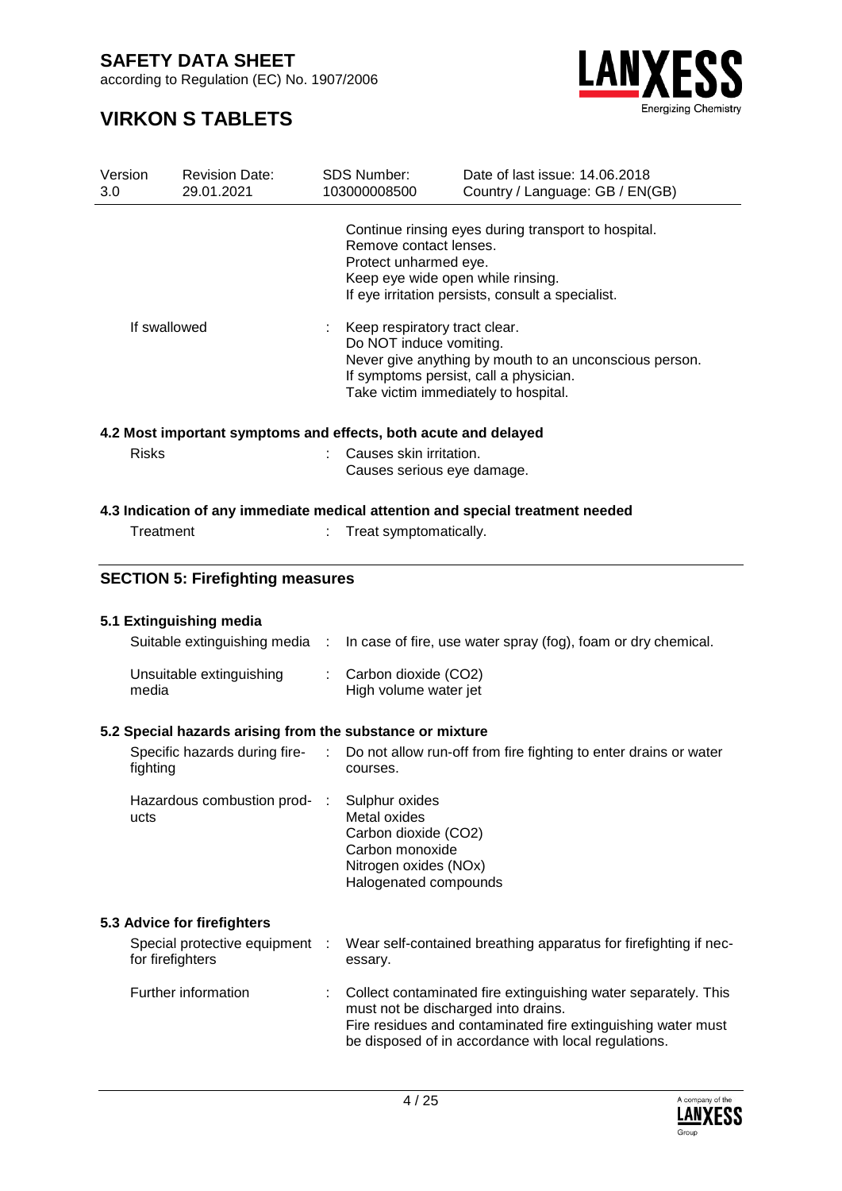Continue rinsing eyes during transport to hospital.
Remove contact lenses.
Protect unharmed eye.
Keep eye wide open while rinsing.
If eye irritation persists, consult a specialist.

| | | |
|---|---|---|
| If swallowed | : | Keep respiratory tract clear.<br>Do NOT induce vomiting.<br>Never give anything by mouth to an unconscious person.<br>If symptoms persist, call a physician.<br>Take victim immediately to hospital. |

### 4.2 Most important symptoms and effects, both acute and delayed

| | | |
|---|---|---|
| Risks | : | Causes skin irritation.<br>Causes serious eye damage. |

### 4.3 Indication of any immediate medical attention and special treatment needed

| | | |
|---|---|---|
| Treatment | : | Treat symptomatically. |

## SECTION 5: Firefighting measures

### 5.1 Extinguishing media

| | | |
|---|---|---|
| Suitable extinguishing media | : | In case of fire, use water spray (fog), foam or dry chemical. |
| Unsuitable extinguishing media | : | Carbon dioxide ($CO_2$)<br>High volume water jet |

### 5.2 Special hazards arising from the substance or mixture

| | | |
|---|---|---|
| Specific hazards during firefighting | : | Do not allow run-off from fire fighting to enter drains or water courses. |
| Hazardous combustion products | : | Sulphur oxides<br>Metal oxides<br>Carbon dioxide ($CO_2$)<br>Carbon monoxide<br>Nitrogen oxides ($NO_x$)<br>Halogenated compounds |

### 5.3 Advice for firefighters

| | | |
|---|---|---|
| Special protective equipment for firefighters | : | Wear self-contained breathing apparatus for firefighting if necessary. |
| Further information | : | Collect contaminated fire extinguishing water separately. This must not be discharged into drains.<br>Fire residues and contaminated fire extinguishing water must be disposed of in accordance with local regulations. |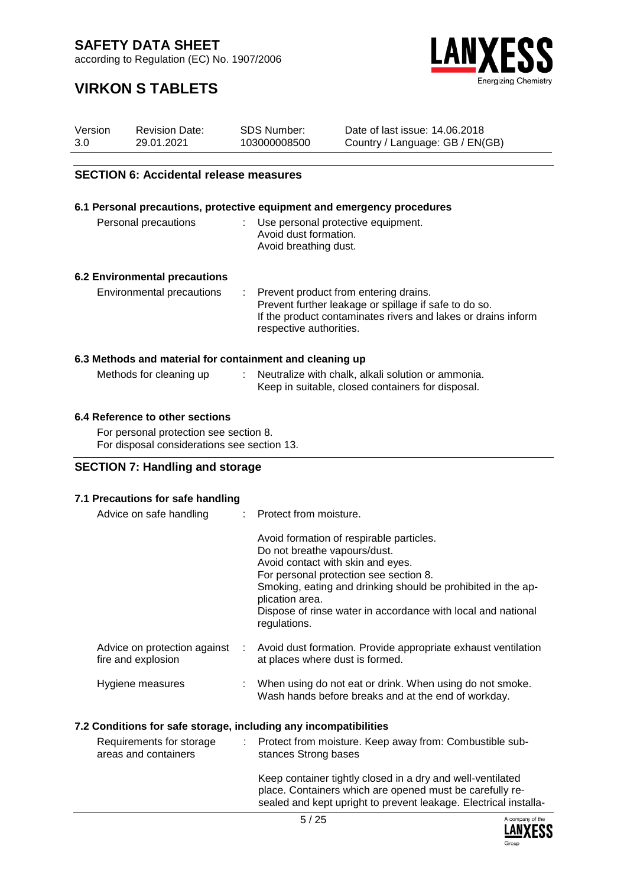## SECTION 6: Accidental release measures

### 6.1 Personal precautions, protective equipment and emergency procedures

| | | |
|---|---|---|
| Personal precautions | : | Use personal protective equipment.<br>Avoid dust formation.<br>Avoid breathing dust. |

### 6.2 Environmental precautions

| | | |
|---|---|---|
| Environmental precautions | : | Prevent product from entering drains.<br>Prevent further leakage or spillage if safe to do so.<br>If the product contaminates rivers and lakes or drains inform respective authorities. |

### 6.3 Methods and material for containment and cleaning up

| | | |
|---|---|---|
| Methods for cleaning up | : | Neutralize with chalk, alkali solution or ammonia.<br>Keep in suitable, closed containers for disposal. |

### 6.4 Reference to other sections

For personal protection see section 8.
For disposal considerations see section 13.

## SECTION 7: Handling and storage

### 7.1 Precautions for safe handling

| | | |
|---|---|---|
| Advice on safe handling | : | Protect from moisture.<br><br>Avoid formation of respirable particles.<br>Do not breathe vapours/dust.<br>Avoid contact with skin and eyes.<br>For personal protection see section 8.<br>Smoking, eating and drinking should be prohibited in the application area.<br>Dispose of rinse water in accordance with local and national regulations. |
| Advice on protection against fire and explosion | : | Avoid dust formation. Provide appropriate exhaust ventilation at places where dust is formed. |
| Hygiene measures | : | When using do not eat or drink. When using do not smoke.<br>Wash hands before breaks and at the end of workday. |

### 7.2 Conditions for safe storage, including any incompatibilities

| | | |
|---|---|---|
| Requirements for storage areas and containers | : | Protect from moisture. Keep away from: Combustible substances Strong bases<br><br>Keep container tightly closed in a dry and well-ventilated place. Containers which are opened must be carefully resealed and kept upright to prevent leakage. Electrical installa- |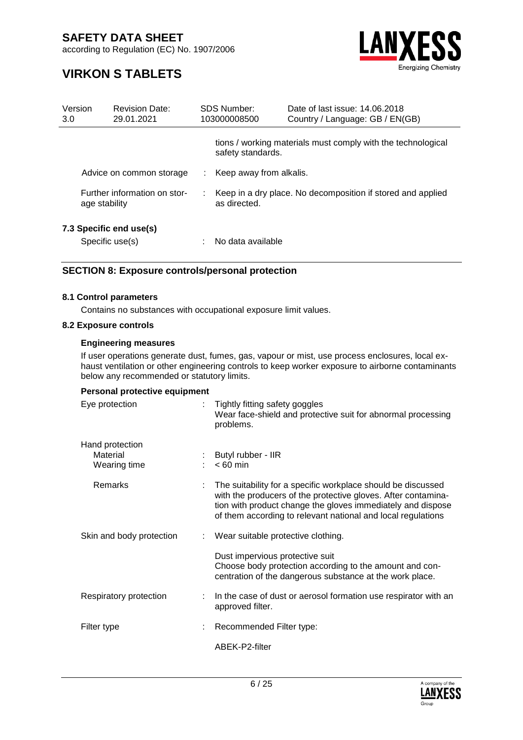tions / working materials must comply with the technological safety standards.

| | | |
|---|---|---|
| Advice on common storage | : | Keep away from alkalis. |
| Further information on storage stability | : | Keep in a dry place. No decomposition if stored and applied as directed. |

### 7.3 Specific end use(s)

| | | |
|---|---|---|
| Specific use(s) | : | No data available |

## SECTION 8: Exposure controls/personal protection

### 8.1 Control parameters

Contains no substances with occupational exposure limit values.

### 8.2 Exposure controls

#### Engineering measures

If user operations generate dust, fumes, gas, vapour or mist, use process enclosures, local exhaust ventilation or other engineering controls to keep worker exposure to airborne contaminants below any recommended or statutory limits.

#### Personal protective equipment

| | | |
|---|---|---|
| Eye protection | : | Tightly fitting safety goggles<br>Wear face-shield and protective suit for abnormal processing problems. |
| Hand protection | | |
| Material | : | Butyl rubber - IIR |
| Wearing time | : | < 60 min |
| Remarks | : | The suitability for a specific workplace should be discussed with the producers of the protective gloves. After contamination with product change the gloves immediately and dispose of them according to relevant national and local regulations |
| Skin and body protection | : | Wear suitable protective clothing.<br><br>Dust impervious protective suit<br>Choose body protection according to the amount and concentration of the dangerous substance at the work place. |
| Respiratory protection | : | In the case of dust or aerosol formation use respirator with an approved filter. |
| Filter type | : | Recommended Filter type:<br><br>ABEK-P2-filter |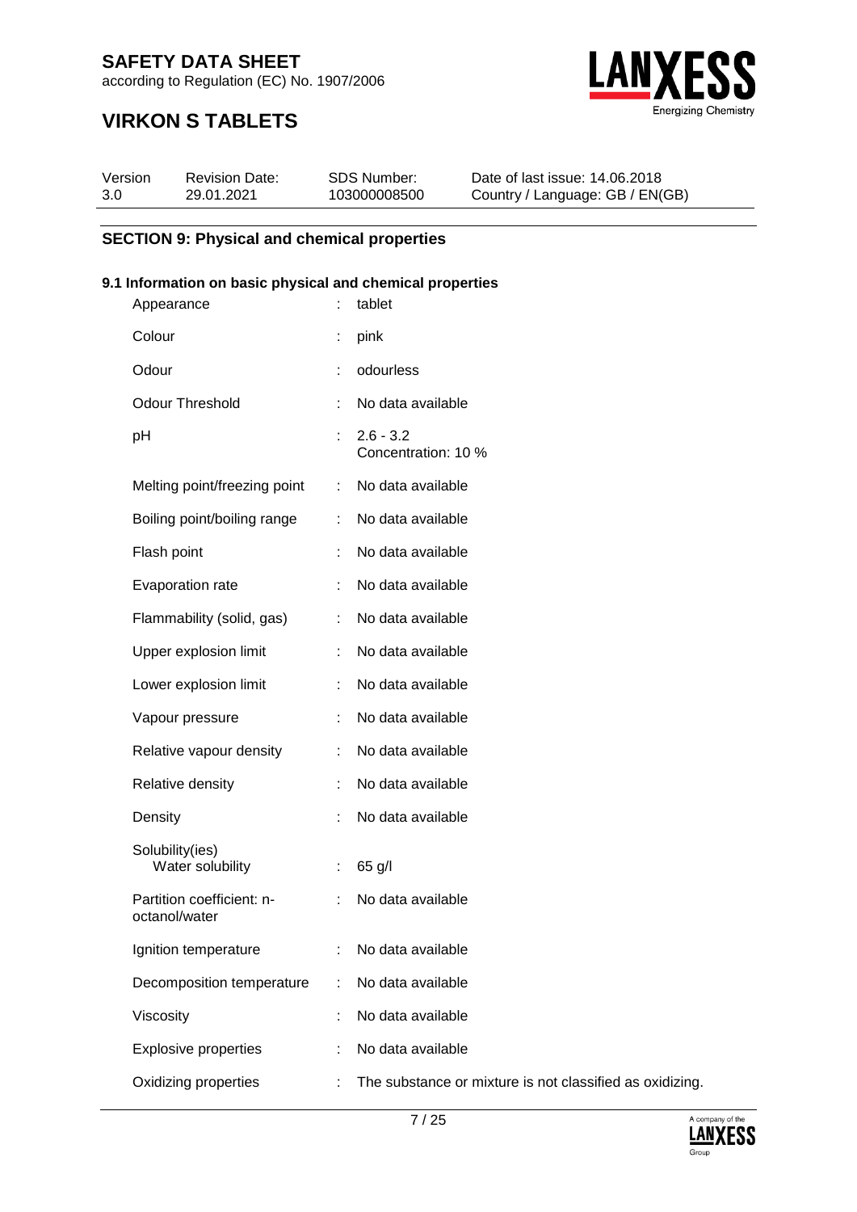# SAFETY DATA SHEET

according to Regulation (EC) No. 1907/2006

# VIRKON S TABLETS

| Version | Revision Date: | SDS Number: | Date of last issue: 14.06.2018 |
|---|---|---|---|
| 3.0 | 29.01.2021 | 103000008500 | Country / Language: GB / EN(GB) |

## SECTION 9: Physical and chemical properties

### 9.1 Information on basic physical and chemical properties

| Property | | Value |
|---|---|---|
| Appearance | : | tablet |
| Colour | : | pink |
| Odour | : | odourless |
| Odour Threshold | : | No data available |
| pH | : | 2.6 - 3.2<br>Concentration: 10 % |
| Melting point/freezing point | : | No data available |
| Boiling point/boiling range | : | No data available |
| Flash point | : | No data available |
| Evaporation rate | : | No data available |
| Flammability (solid, gas) | : | No data available |
| Upper explosion limit | : | No data available |
| Lower explosion limit | : | No data available |
| Vapour pressure | : | No data available |
| Relative vapour density | : | No data available |
| Relative density | : | No data available |
| Density | : | No data available |
| Solubility(ies)<br>Water solubility | : | 65 g/l |
| Partition coefficient: n-octanol/water | : | No data available |
| Ignition temperature | : | No data available |
| Decomposition temperature | : | No data available |
| Viscosity | : | No data available |
| Explosive properties | : | No data available |
| Oxidizing properties | : | The substance or mixture is not classified as oxidizing. |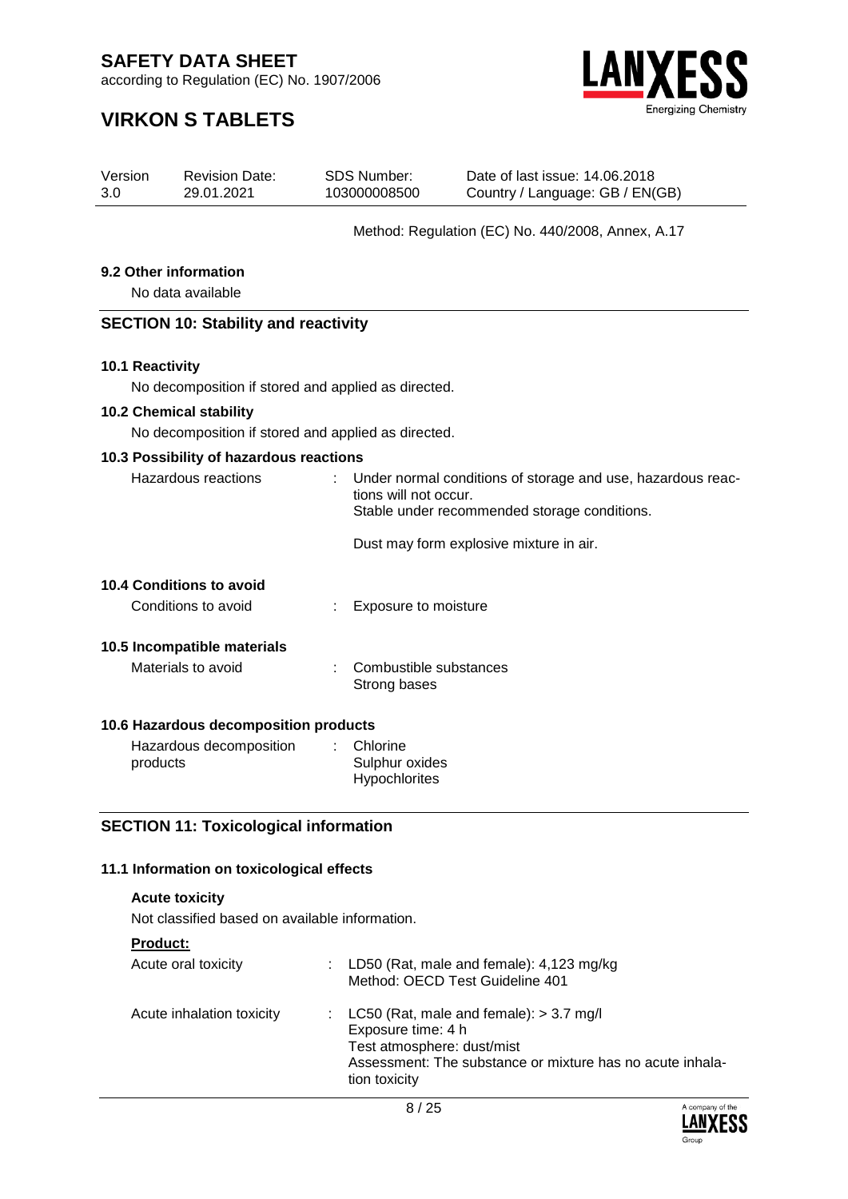Method: Regulation (EC) No. 440/2008, Annex, A.17

**9.2 Other information**

No data available

## SECTION 10: Stability and reactivity

**10.1 Reactivity**

No decomposition if stored and applied as directed.

**10.2 Chemical stability**

No decomposition if stored and applied as directed.

**10.3 Possibility of hazardous reactions**

Hazardous reactions : Under normal conditions of storage and use, hazardous reactions will not occur.
Stable under recommended storage conditions.

Dust may form explosive mixture in air.

**10.4 Conditions to avoid**

Conditions to avoid : Exposure to moisture

**10.5 Incompatible materials**

Materials to avoid : Combustible substances
Strong bases

**10.6 Hazardous decomposition products**

Hazardous decomposition products : Chlorine
Sulphur oxides
Hypochlorites

## SECTION 11: Toxicological information

**11.1 Information on toxicological effects**

**Acute toxicity**

Not classified based on available information.

**Product:**

Acute oral toxicity : LD50 (Rat, male and female): 4,123 mg/kg
Method: OECD Test Guideline 401

Acute inhalation toxicity : LC50 (Rat, male and female): > 3.7 mg/l
Exposure time: 4 h
Test atmosphere: dust/mist
Assessment: The substance or mixture has no acute inhalation toxicity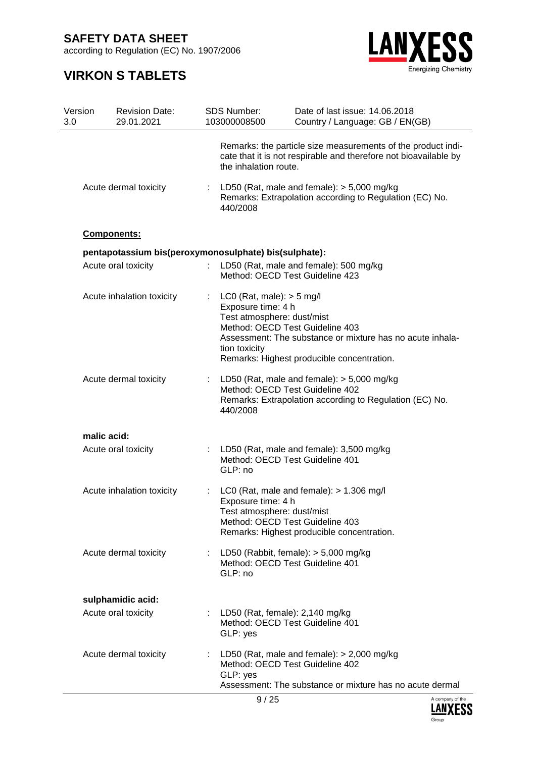Remarks: the particle size measurements of the product indicate that it is not respirable and therefore not bioavailable by the inhalation route.

Acute dermal toxicity : LD50 (Rat, male and female): > 5,000 mg/kg
Remarks: Extrapolation according to Regulation (EC) No. 440/2008

**Components:**

**pentapotassium bis(peroxymonosulphate) bis(sulphate):**

Acute oral toxicity : LD50 (Rat, male and female): 500 mg/kg
Method: OECD Test Guideline 423

Acute inhalation toxicity : LC0 (Rat, male): > 5 mg/l
Exposure time: 4 h
Test atmosphere: dust/mist
Method: OECD Test Guideline 403
Assessment: The substance or mixture has no acute inhalation toxicity
Remarks: Highest producible concentration.

Acute dermal toxicity : LD50 (Rat, male and female): > 5,000 mg/kg
Method: OECD Test Guideline 402
Remarks: Extrapolation according to Regulation (EC) No. 440/2008

**malic acid:**

Acute oral toxicity : LD50 (Rat, male and female): 3,500 mg/kg
Method: OECD Test Guideline 401
GLP: no

Acute inhalation toxicity : LC0 (Rat, male and female): > 1.306 mg/l
Exposure time: 4 h
Test atmosphere: dust/mist
Method: OECD Test Guideline 403
Remarks: Highest producible concentration.

Acute dermal toxicity : LD50 (Rabbit, female): > 5,000 mg/kg
Method: OECD Test Guideline 401
GLP: no

**sulphamidic acid:**

Acute oral toxicity : LD50 (Rat, female): 2,140 mg/kg
Method: OECD Test Guideline 401
GLP: yes

Acute dermal toxicity : LD50 (Rat, male and female): > 2,000 mg/kg
Method: OECD Test Guideline 402
GLP: yes
Assessment: The substance or mixture has no acute dermal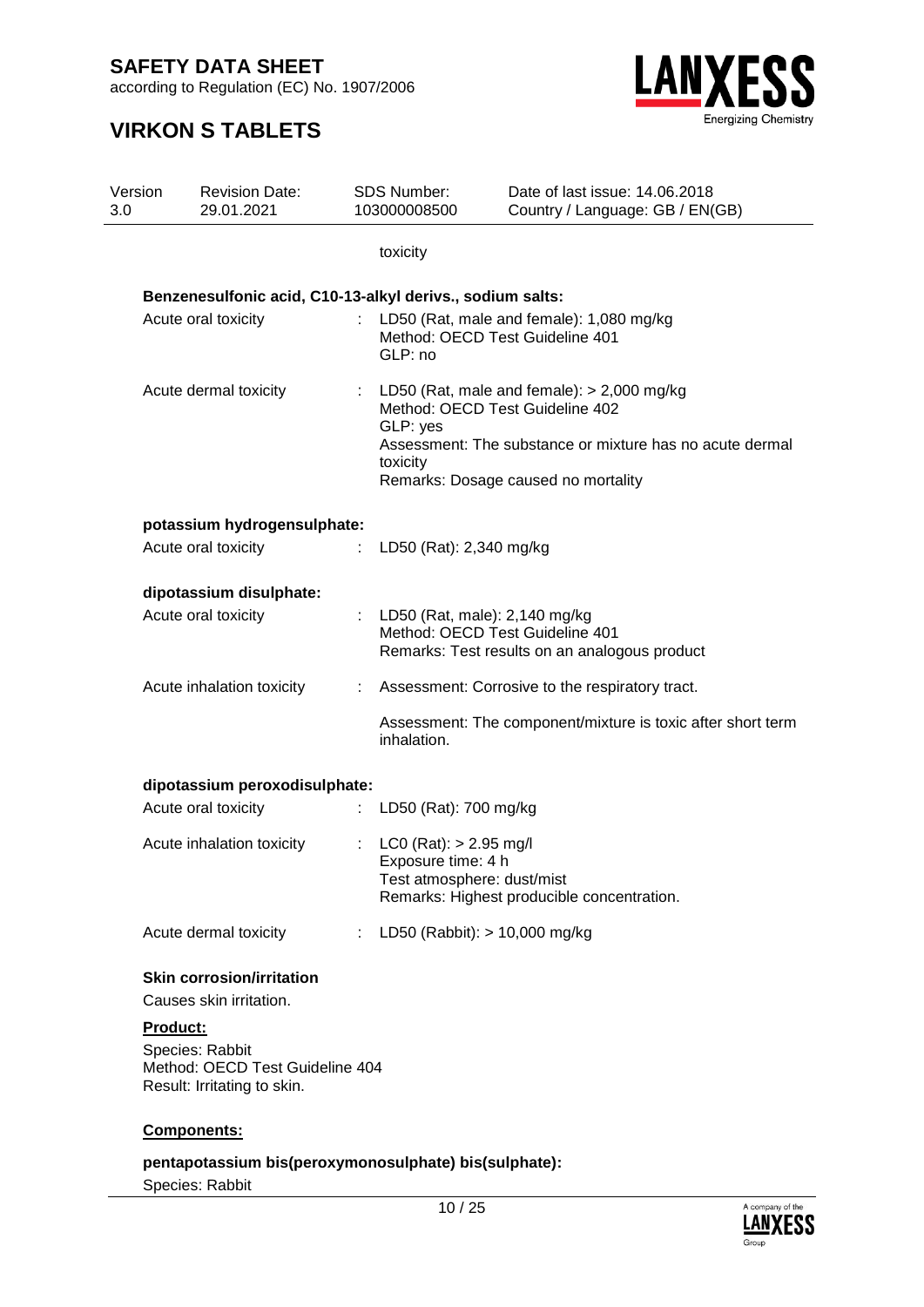toxicity

**Benzenesulfonic acid, C10-13-alkyl derivs., sodium salts:**

| | | |
|---|---|---|
| Acute oral toxicity | : | LD50 (Rat, male and female): 1,080 mg/kg<br>Method: OECD Test Guideline 401<br>GLP: no |
| Acute dermal toxicity | : | LD50 (Rat, male and female): > 2,000 mg/kg<br>Method: OECD Test Guideline 402<br>GLP: yes<br>Assessment: The substance or mixture has no acute dermal toxicity<br>Remarks: Dosage caused no mortality |

**potassium hydrogensulphate:**

| | | |
|---|---|---|
| Acute oral toxicity | : | LD50 (Rat): 2,340 mg/kg |

**dipotassium disulphate:**

| | | |
|---|---|---|
| Acute oral toxicity | : | LD50 (Rat, male): 2,140 mg/kg<br>Method: OECD Test Guideline 401<br>Remarks: Test results on an analogous product |
| Acute inhalation toxicity | : | Assessment: Corrosive to the respiratory tract.<br><br>Assessment: The component/mixture is toxic after short term inhalation. |

**dipotassium peroxodisulphate:**

| | | |
|---|---|---|
| Acute oral toxicity | : | LD50 (Rat): 700 mg/kg |
| Acute inhalation toxicity | : | LC0 (Rat): > 2.95 mg/l<br>Exposure time: 4 h<br>Test atmosphere: dust/mist<br>Remarks: Highest producible concentration. |
| Acute dermal toxicity | : | LD50 (Rabbit): > 10,000 mg/kg |

**Skin corrosion/irritation**

Causes skin irritation.

**Product:**

Species: Rabbit
Method: OECD Test Guideline 404
Result: Irritating to skin.

**Components:**

**pentapotassium bis(peroxymonosulphate) bis(sulphate):**

Species: Rabbit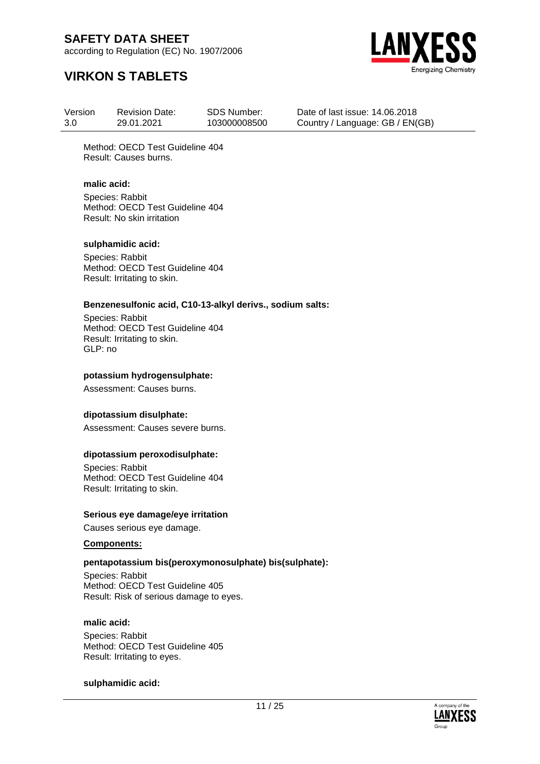Method: OECD Test Guideline 404
Result: Causes burns.

**malic acid:**

Species: Rabbit
Method: OECD Test Guideline 404
Result: No skin irritation

**sulphamidic acid:**

Species: Rabbit
Method: OECD Test Guideline 404
Result: Irritating to skin.

**Benzenesulfonic acid, C10-13-alkyl derivs., sodium salts:**

Species: Rabbit
Method: OECD Test Guideline 404
Result: Irritating to skin.
GLP: no

**potassium hydrogensulphate:**

Assessment: Causes burns.

**dipotassium disulphate:**

Assessment: Causes severe burns.

**dipotassium peroxodisulphate:**

Species: Rabbit
Method: OECD Test Guideline 404
Result: Irritating to skin.

**Serious eye damage/eye irritation**

Causes serious eye damage.

**Components:**

**pentapotassium bis(peroxymonosulphate) bis(sulphate):**

Species: Rabbit
Method: OECD Test Guideline 405
Result: Risk of serious damage to eyes.

**malic acid:**

Species: Rabbit
Method: OECD Test Guideline 405
Result: Irritating to eyes.

**sulphamidic acid:**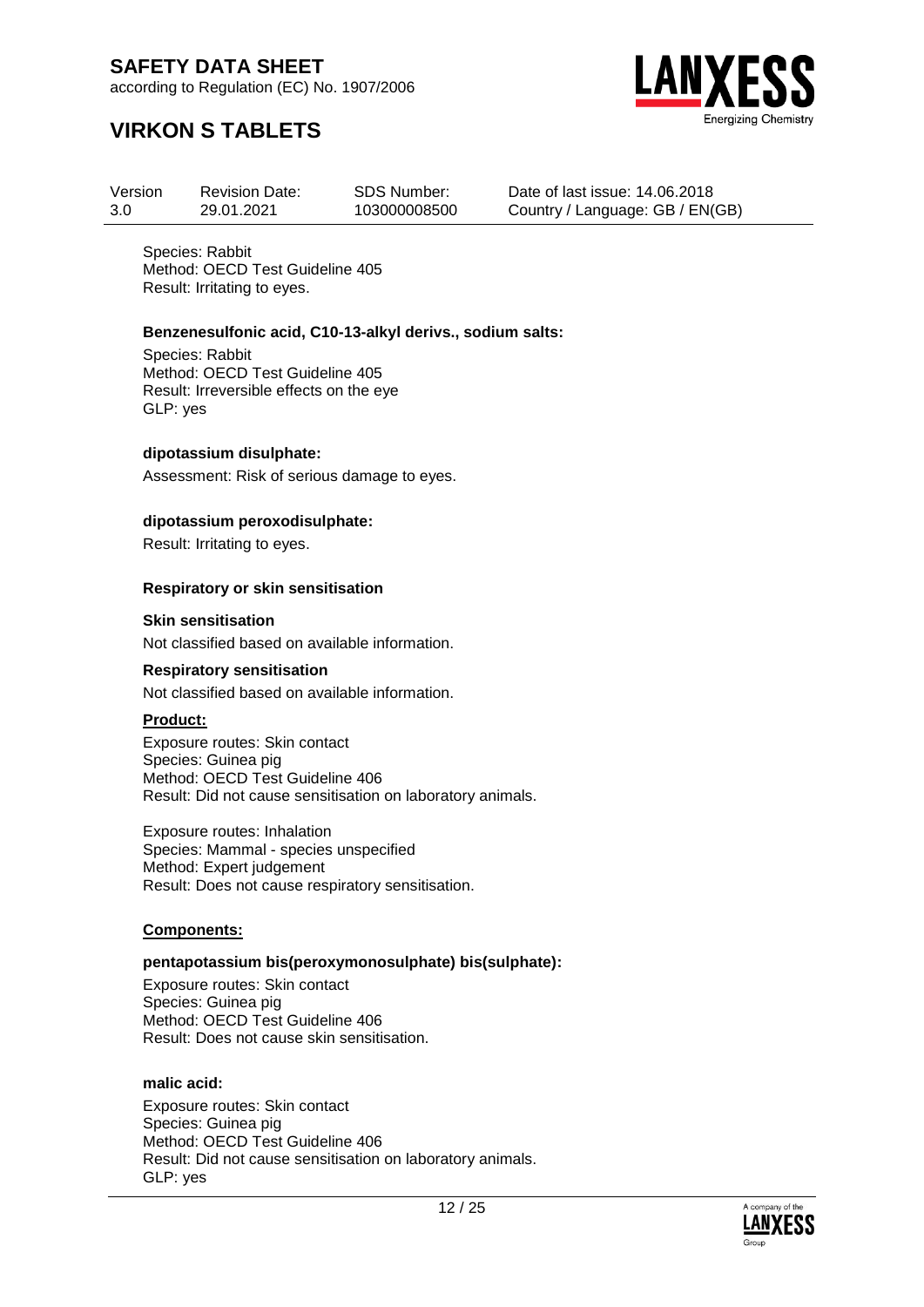Species: Rabbit
Method: OECD Test Guideline 405
Result: Irritating to eyes.

**Benzenesulfonic acid, C10-13-alkyl derivs., sodium salts:**

Species: Rabbit
Method: OECD Test Guideline 405
Result: Irreversible effects on the eye
GLP: yes

**dipotassium disulphate:**

Assessment: Risk of serious damage to eyes.

**dipotassium peroxodisulphate:**

Result: Irritating to eyes.

**Respiratory or skin sensitisation**

**Skin sensitisation**

Not classified based on available information.

**Respiratory sensitisation**

Not classified based on available information.

**<u>Product:</u>**

Exposure routes: Skin contact
Species: Guinea pig
Method: OECD Test Guideline 406
Result: Did not cause sensitisation on laboratory animals.

Exposure routes: Inhalation
Species: Mammal - species unspecified
Method: Expert judgement
Result: Does not cause respiratory sensitisation.

**<u>Components:</u>**

**pentapotassium bis(peroxymonosulphate) bis(sulphate):**

Exposure routes: Skin contact
Species: Guinea pig
Method: OECD Test Guideline 406
Result: Does not cause skin sensitisation.

**malic acid:**

Exposure routes: Skin contact
Species: Guinea pig
Method: OECD Test Guideline 406
Result: Did not cause sensitisation on laboratory animals.
GLP: yes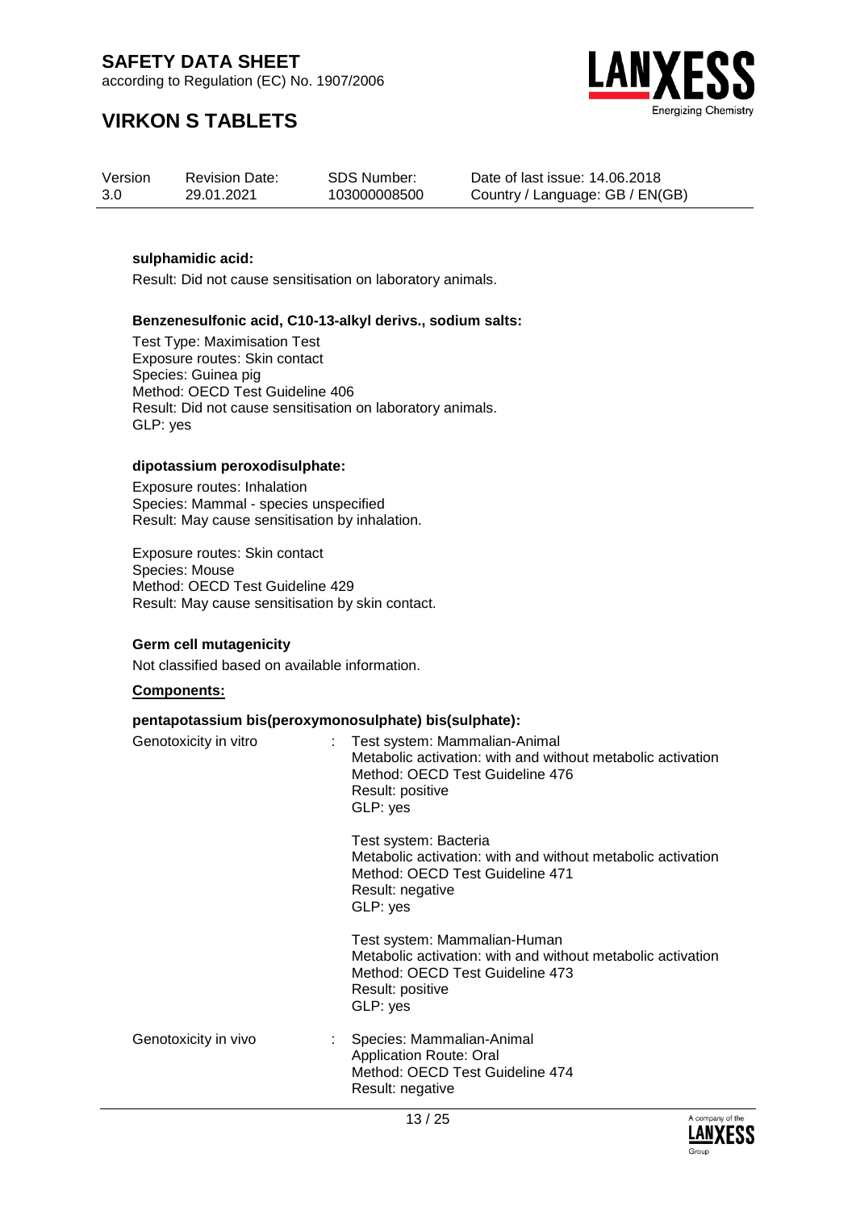**sulphamidic acid:**

Result: Did not cause sensitisation on laboratory animals.

**Benzenesulfonic acid, C10-13-alkyl derivs., sodium salts:**

Test Type: Maximisation Test
Exposure routes: Skin contact
Species: Guinea pig
Method: OECD Test Guideline 406
Result: Did not cause sensitisation on laboratory animals.
GLP: yes

**dipotassium peroxodisulphate:**

Exposure routes: Inhalation
Species: Mammal - species unspecified
Result: May cause sensitisation by inhalation.

Exposure routes: Skin contact
Species: Mouse
Method: OECD Test Guideline 429
Result: May cause sensitisation by skin contact.

**Germ cell mutagenicity**

Not classified based on available information.

**Components:**

**pentapotassium bis(peroxymonosulphate) bis(sulphate):**

Genotoxicity in vitro : Test system: Mammalian-Animal
Metabolic activation: with and without metabolic activation
Method: OECD Test Guideline 476
Result: positive
GLP: yes

Test system: Bacteria
Metabolic activation: with and without metabolic activation
Method: OECD Test Guideline 471
Result: negative
GLP: yes

Test system: Mammalian-Human
Metabolic activation: with and without metabolic activation
Method: OECD Test Guideline 473
Result: positive
GLP: yes

Genotoxicity in vivo : Species: Mammalian-Animal
Application Route: Oral
Method: OECD Test Guideline 474
Result: negative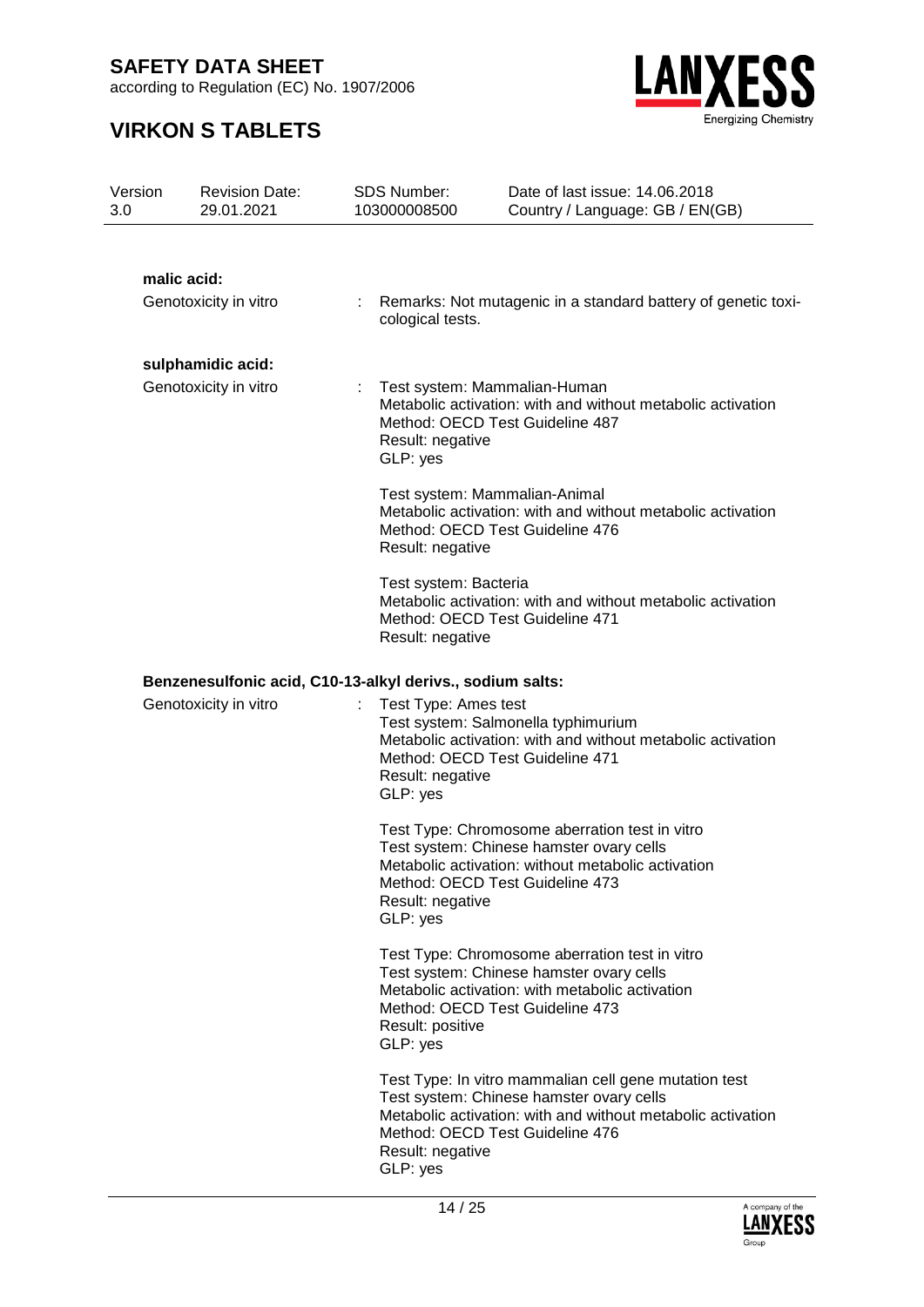**malic acid:**

Genotoxicity in vitro : Remarks: Not mutagenic in a standard battery of genetic toxicological tests.

**sulphamidic acid:**

Genotoxicity in vitro : Test system: Mammalian-Human
Metabolic activation: with and without metabolic activation
Method: OECD Test Guideline 487
Result: negative
GLP: yes

Test system: Mammalian-Animal
Metabolic activation: with and without metabolic activation
Method: OECD Test Guideline 476
Result: negative

Test system: Bacteria
Metabolic activation: with and without metabolic activation
Method: OECD Test Guideline 471
Result: negative

**Benzenesulfonic acid, C10-13-alkyl derivs., sodium salts:**

Genotoxicity in vitro : Test Type: Ames test
Test system: Salmonella typhimurium
Metabolic activation: with and without metabolic activation
Method: OECD Test Guideline 471
Result: negative
GLP: yes

Test Type: Chromosome aberration test in vitro
Test system: Chinese hamster ovary cells
Metabolic activation: without metabolic activation
Method: OECD Test Guideline 473
Result: negative
GLP: yes

Test Type: Chromosome aberration test in vitro
Test system: Chinese hamster ovary cells
Metabolic activation: with metabolic activation
Method: OECD Test Guideline 473
Result: positive
GLP: yes

Test Type: In vitro mammalian cell gene mutation test
Test system: Chinese hamster ovary cells
Metabolic activation: with and without metabolic activation
Method: OECD Test Guideline 476
Result: negative
GLP: yes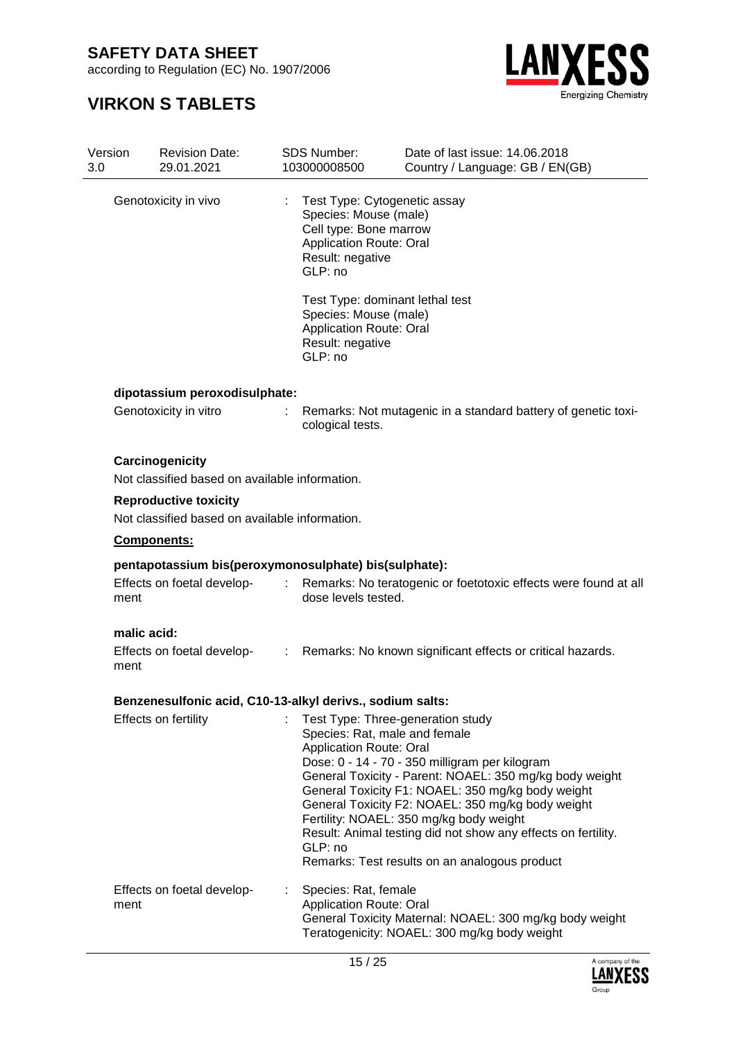Genotoxicity in vivo : Test Type: Cytogenetic assay
Species: Mouse (male)
Cell type: Bone marrow
Application Route: Oral
Result: negative
GLP: no

Test Type: dominant lethal test
Species: Mouse (male)
Application Route: Oral
Result: negative
GLP: no

**dipotassium peroxodisulphate:**

Genotoxicity in vitro : Remarks: Not mutagenic in a standard battery of genetic toxicological tests.

**Carcinogenicity**

Not classified based on available information.

**Reproductive toxicity**

Not classified based on available information.

**Components:**

**pentapotassium bis(peroxymonosulphate) bis(sulphate):**

Effects on foetal development : Remarks: No teratogenic or foetotoxic effects were found at all dose levels tested.

**malic acid:**

Effects on foetal development : Remarks: No known significant effects or critical hazards.

**Benzenesulfonic acid, C10-13-alkyl derivs., sodium salts:**

Effects on fertility : Test Type: Three-generation study
Species: Rat, male and female
Application Route: Oral
Dose: 0 - 14 - 70 - 350 milligram per kilogram
General Toxicity - Parent: NOAEL: 350 mg/kg body weight
General Toxicity F1: NOAEL: 350 mg/kg body weight
General Toxicity F2: NOAEL: 350 mg/kg body weight
Fertility: NOAEL: 350 mg/kg body weight
Result: Animal testing did not show any effects on fertility.
GLP: no
Remarks: Test results on an analogous product

Effects on foetal development : Species: Rat, female
Application Route: Oral
General Toxicity Maternal: NOAEL: 300 mg/kg body weight
Teratogenicity: NOAEL: 300 mg/kg body weight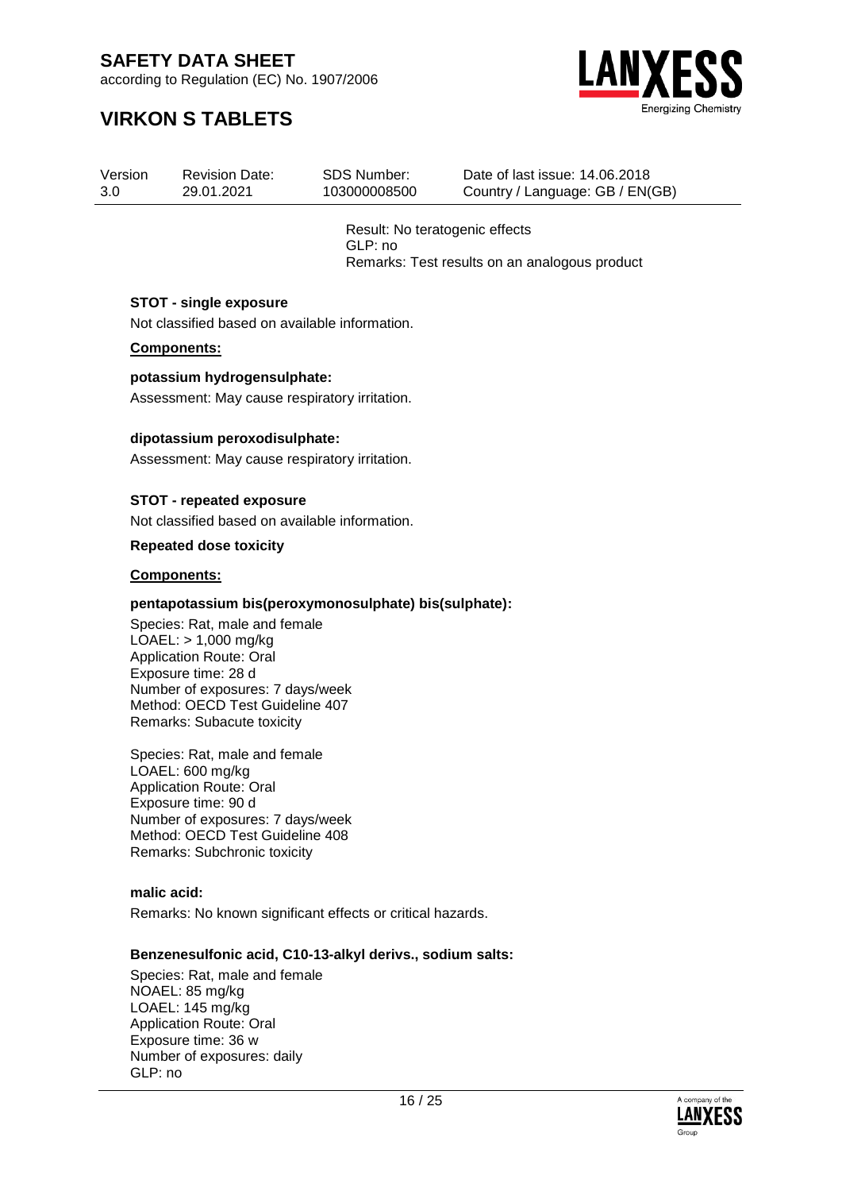Result: No teratogenic effects
GLP: no
Remarks: Test results on an analogous product

**STOT - single exposure**

Not classified based on available information.

**Components:**

**potassium hydrogensulphate:**

Assessment: May cause respiratory irritation.

**dipotassium peroxodisulphate:**

Assessment: May cause respiratory irritation.

**STOT - repeated exposure**

Not classified based on available information.

**Repeated dose toxicity**

**Components:**

**pentapotassium bis(peroxymonosulphate) bis(sulphate):**

Species: Rat, male and female
LOAEL: > 1,000 mg/kg
Application Route: Oral
Exposure time: 28 d
Number of exposures: 7 days/week
Method: OECD Test Guideline 407
Remarks: Subacute toxicity

Species: Rat, male and female
LOAEL: 600 mg/kg
Application Route: Oral
Exposure time: 90 d
Number of exposures: 7 days/week
Method: OECD Test Guideline 408
Remarks: Subchronic toxicity

**malic acid:**

Remarks: No known significant effects or critical hazards.

**Benzenesulfonic acid, C10-13-alkyl derivs., sodium salts:**

Species: Rat, male and female
NOAEL: 85 mg/kg
LOAEL: 145 mg/kg
Application Route: Oral
Exposure time: 36 w
Number of exposures: daily
GLP: no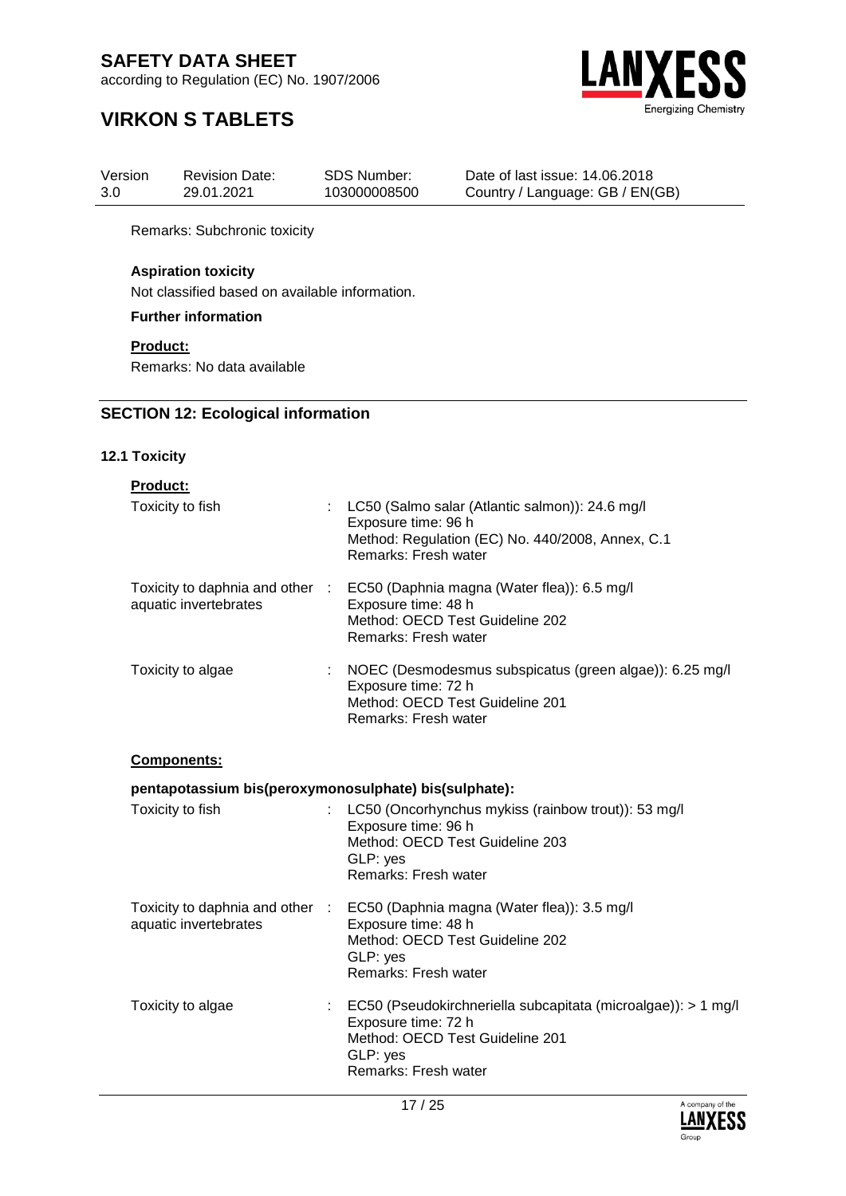Remarks: Subchronic toxicity

**Aspiration toxicity**

Not classified based on available information.

**Further information**

**Product:**

Remarks: No data available

## SECTION 12: Ecological information

### 12.1 Toxicity

**Product:**

| | | |
|---|---|---|
| Toxicity to fish | : | LC50 (Salmo salar (Atlantic salmon)): 24.6 mg/l<br>Exposure time: 96 h<br>Method: Regulation (EC) No. 440/2008, Annex, C.1<br>Remarks: Fresh water |
| Toxicity to daphnia and other aquatic invertebrates | : | EC50 (Daphnia magna (Water flea)): 6.5 mg/l<br>Exposure time: 48 h<br>Method: OECD Test Guideline 202<br>Remarks: Fresh water |
| Toxicity to algae | : | NOEC (Desmodesmus subspicatus (green algae)): 6.25 mg/l<br>Exposure time: 72 h<br>Method: OECD Test Guideline 201<br>Remarks: Fresh water |

**Components:**

**pentapotassium bis(peroxymonosulphate) bis(sulphate):**

| | | |
|---|---|---|
| Toxicity to fish | : | LC50 (Oncorhynchus mykiss (rainbow trout)): 53 mg/l<br>Exposure time: 96 h<br>Method: OECD Test Guideline 203<br>GLP: yes<br>Remarks: Fresh water |
| Toxicity to daphnia and other aquatic invertebrates | : | EC50 (Daphnia magna (Water flea)): 3.5 mg/l<br>Exposure time: 48 h<br>Method: OECD Test Guideline 202<br>GLP: yes<br>Remarks: Fresh water |
| Toxicity to algae | : | EC50 (Pseudokirchneriella subcapitata (microalgae)): > 1 mg/l<br>Exposure time: 72 h<br>Method: OECD Test Guideline 201<br>GLP: yes<br>Remarks: Fresh water |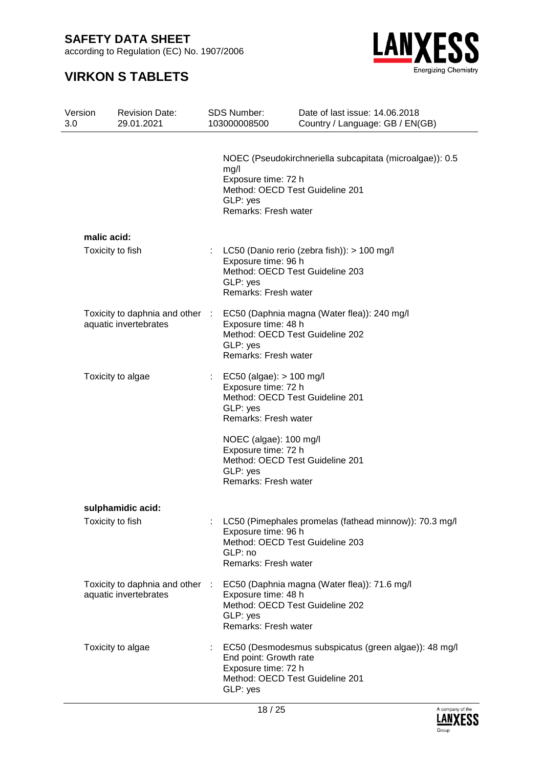NOEC (Pseudokirchneriella subcapitata (microalgae)): 0.5 mg/l
Exposure time: 72 h
Method: OECD Test Guideline 201
GLP: yes
Remarks: Fresh water

**malic acid:**

| | | |
|---|---|---|
| Toxicity to fish | : | LC50 (Danio rerio (zebra fish)): > 100 mg/l<br>Exposure time: 96 h<br>Method: OECD Test Guideline 203<br>GLP: yes<br>Remarks: Fresh water |
| Toxicity to daphnia and other aquatic invertebrates | : | EC50 (Daphnia magna (Water flea)): 240 mg/l<br>Exposure time: 48 h<br>Method: OECD Test Guideline 202<br>GLP: yes<br>Remarks: Fresh water |
| Toxicity to algae | : | EC50 (algae): > 100 mg/l<br>Exposure time: 72 h<br>Method: OECD Test Guideline 201<br>GLP: yes<br>Remarks: Fresh water<br><br>NOEC (algae): 100 mg/l<br>Exposure time: 72 h<br>Method: OECD Test Guideline 201<br>GLP: yes<br>Remarks: Fresh water |

**sulphamidic acid:**

| | | |
|---|---|---|
| Toxicity to fish | : | LC50 (Pimephales promelas (fathead minnow)): 70.3 mg/l<br>Exposure time: 96 h<br>Method: OECD Test Guideline 203<br>GLP: no<br>Remarks: Fresh water |
| Toxicity to daphnia and other aquatic invertebrates | : | EC50 (Daphnia magna (Water flea)): 71.6 mg/l<br>Exposure time: 48 h<br>Method: OECD Test Guideline 202<br>GLP: yes<br>Remarks: Fresh water |
| Toxicity to algae | : | EC50 (Desmodesmus subspicatus (green algae)): 48 mg/l<br>End point: Growth rate<br>Exposure time: 72 h<br>Method: OECD Test Guideline 201<br>GLP: yes |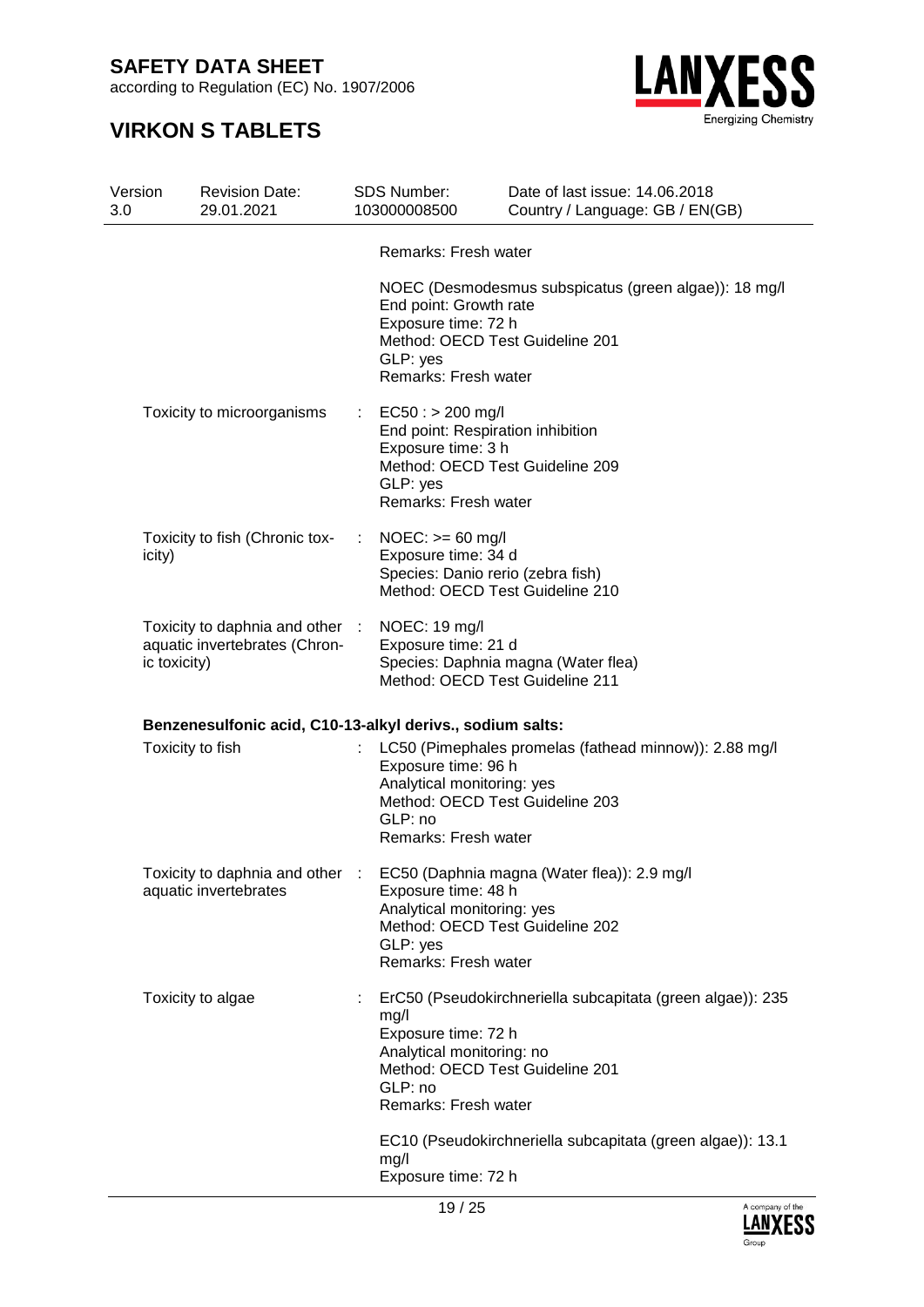Remarks: Fresh water

NOEC (Desmodesmus subspicatus (green algae)): 18 mg/l
End point: Growth rate
Exposure time: 72 h
Method: OECD Test Guideline 201
GLP: yes
Remarks: Fresh water

Toxicity to microorganisms : EC50 : > 200 mg/l
End point: Respiration inhibition
Exposure time: 3 h
Method: OECD Test Guideline 209
GLP: yes
Remarks: Fresh water

Toxicity to fish (Chronic toxicity) : NOEC: >= 60 mg/l
Exposure time: 34 d
Species: Danio rerio (zebra fish)
Method: OECD Test Guideline 210

Toxicity to daphnia and other aquatic invertebrates (Chronic toxicity) : NOEC: 19 mg/l
Exposure time: 21 d
Species: Daphnia magna (Water flea)
Method: OECD Test Guideline 211

**Benzenesulfonic acid, C10-13-alkyl derivs., sodium salts:**

Toxicity to fish : LC50 (Pimephales promelas (fathead minnow)): 2.88 mg/l
Exposure time: 96 h
Analytical monitoring: yes
Method: OECD Test Guideline 203
GLP: no
Remarks: Fresh water

Toxicity to daphnia and other aquatic invertebrates : EC50 (Daphnia magna (Water flea)): 2.9 mg/l
Exposure time: 48 h
Analytical monitoring: yes
Method: OECD Test Guideline 202
GLP: yes
Remarks: Fresh water

Toxicity to algae : ErC50 (Pseudokirchneriella subcapitata (green algae)): 235 mg/l
Exposure time: 72 h
Analytical monitoring: no
Method: OECD Test Guideline 201
GLP: no
Remarks: Fresh water

EC10 (Pseudokirchneriella subcapitata (green algae)): 13.1 mg/l
Exposure time: 72 h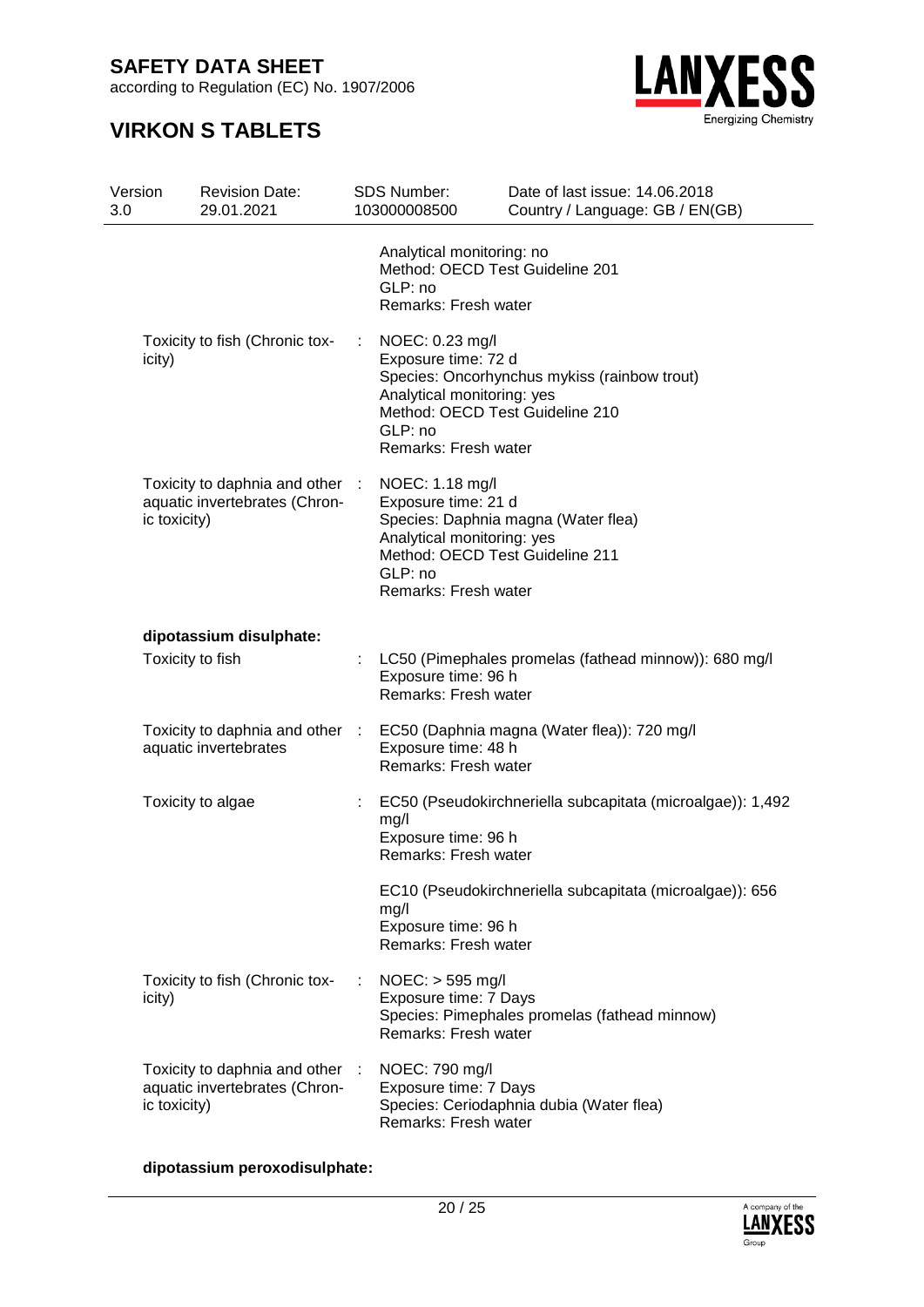Analytical monitoring: no
Method: OECD Test Guideline 201
GLP: no
Remarks: Fresh water

Toxicity to fish (Chronic toxicity) : NOEC: 0.23 mg/l
Exposure time: 72 d
Species: Oncorhynchus mykiss (rainbow trout)
Analytical monitoring: yes
Method: OECD Test Guideline 210
GLP: no
Remarks: Fresh water

Toxicity to daphnia and other aquatic invertebrates (Chronic toxicity) : NOEC: 1.18 mg/l
Exposure time: 21 d
Species: Daphnia magna (Water flea)
Analytical monitoring: yes
Method: OECD Test Guideline 211
GLP: no
Remarks: Fresh water

**dipotassium disulphate:**

Toxicity to fish : LC50 (Pimephales promelas (fathead minnow)): 680 mg/l
Exposure time: 96 h
Remarks: Fresh water

Toxicity to daphnia and other aquatic invertebrates : EC50 (Daphnia magna (Water flea)): 720 mg/l
Exposure time: 48 h
Remarks: Fresh water

Toxicity to algae : EC50 (Pseudokirchneriella subcapitata (microalgae)): 1,492 mg/l
Exposure time: 96 h
Remarks: Fresh water

EC10 (Pseudokirchneriella subcapitata (microalgae)): 656 mg/l
Exposure time: 96 h
Remarks: Fresh water

Toxicity to fish (Chronic toxicity) : NOEC: > 595 mg/l
Exposure time: 7 Days
Species: Pimephales promelas (fathead minnow)
Remarks: Fresh water

Toxicity to daphnia and other aquatic invertebrates (Chronic toxicity) : NOEC: 790 mg/l
Exposure time: 7 Days
Species: Ceriodaphnia dubia (Water flea)
Remarks: Fresh water

**dipotassium peroxodisulphate:**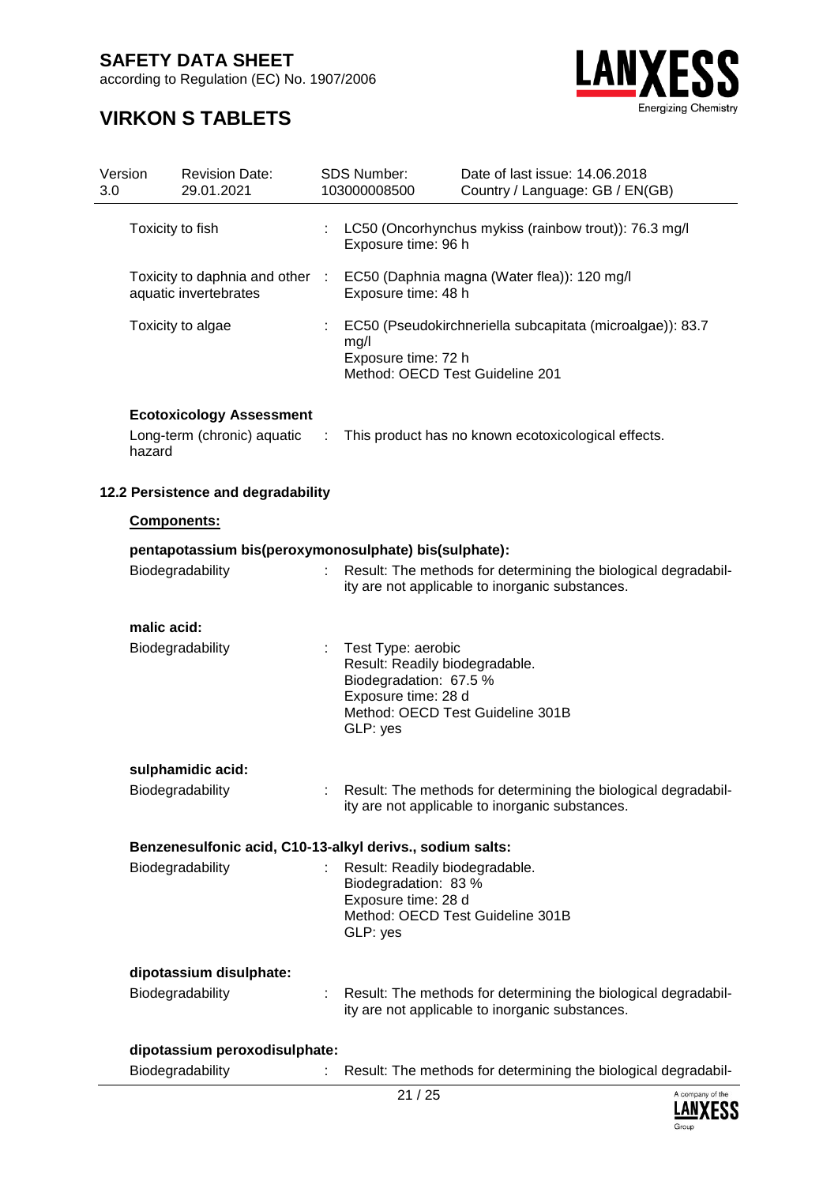| | | |
|---|---|---|
| Toxicity to fish | : | LC50 (Oncorhynchus mykiss (rainbow trout)): 76.3 mg/l<br>Exposure time: 96 h |
| Toxicity to daphnia and other aquatic invertebrates | : | EC50 (Daphnia magna (Water flea)): 120 mg/l<br>Exposure time: 48 h |
| Toxicity to algae | : | EC50 (Pseudokirchneriella subcapitata (microalgae)): 83.7 mg/l<br>Exposure time: 72 h<br>Method: OECD Test Guideline 201 |

**Ecotoxicology Assessment**

| | | |
|---|---|---|
| Long-term (chronic) aquatic hazard | : | This product has no known ecotoxicological effects. |

### 12.2 Persistence and degradability

**Components:**

**pentapotassium bis(peroxymonosulphate) bis(sulphate):**

| | | |
|---|---|---|
| Biodegradability | : | Result: The methods for determining the biological degradability are not applicable to inorganic substances. |

**malic acid:**

| | | |
|---|---|---|
| Biodegradability | : | Test Type: aerobic<br>Result: Readily biodegradable.<br>Biodegradation: 67.5 %<br>Exposure time: 28 d<br>Method: OECD Test Guideline 301B<br>GLP: yes |

**sulphamidic acid:**

| | | |
|---|---|---|
| Biodegradability | : | Result: The methods for determining the biological degradability are not applicable to inorganic substances. |

**Benzenesulfonic acid, C10-13-alkyl derivs., sodium salts:**

| | | |
|---|---|---|
| Biodegradability | : | Result: Readily biodegradable.<br>Biodegradation: 83 %<br>Exposure time: 28 d<br>Method: OECD Test Guideline 301B<br>GLP: yes |

**dipotassium disulphate:**

| | | |
|---|---|---|
| Biodegradability | : | Result: The methods for determining the biological degradability are not applicable to inorganic substances. |

**dipotassium peroxodisulphate:**

| | | |
|---|---|---|
| Biodegradability | : | Result: The methods for determining the biological degradabil- |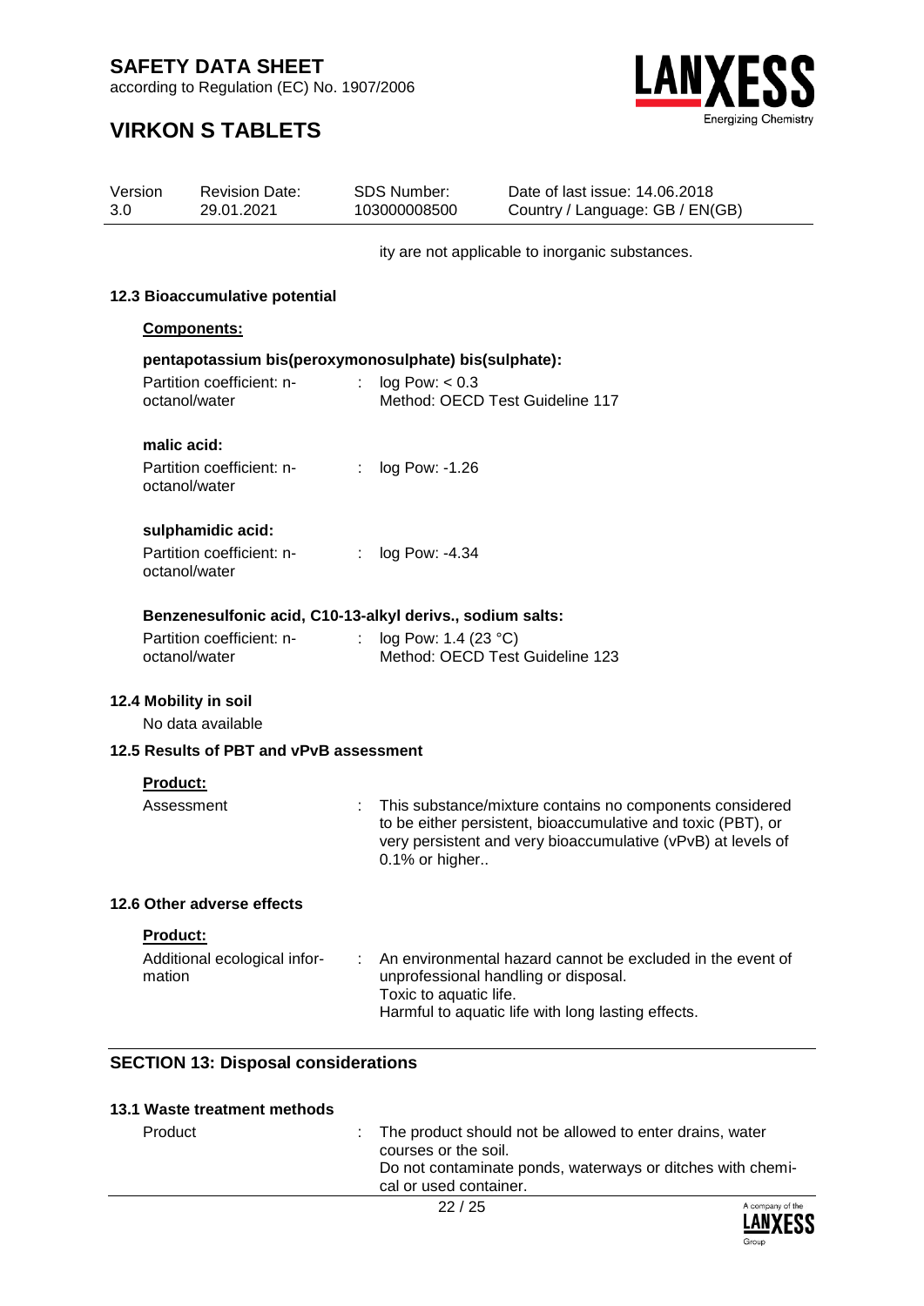ity are not applicable to inorganic substances.

### 12.3 Bioaccumulative potential

**Components:**

**pentapotassium bis(peroxymonosulphate) bis(sulphate):**

| | | |
|---|---|---|
| Partition coefficient: n-octanol/water | : | log Pow: < 0.3<br>Method: OECD Test Guideline 117 |

**malic acid:**

| | | |
|---|---|---|
| Partition coefficient: n-octanol/water | : | log Pow: -1.26 |

**sulphamidic acid:**

| | | |
|---|---|---|
| Partition coefficient: n-octanol/water | : | log Pow: -4.34 |

**Benzenesulfonic acid, C10-13-alkyl derivs., sodium salts:**

| | | |
|---|---|---|
| Partition coefficient: n-octanol/water | : | log Pow: 1.4 (23 °C)<br>Method: OECD Test Guideline 123 |

### 12.4 Mobility in soil

No data available

### 12.5 Results of PBT and vPvB assessment

**Product:**

| | | |
|---|---|---|
| Assessment | : | This substance/mixture contains no components considered to be either persistent, bioaccumulative and toxic (PBT), or very persistent and very bioaccumulative (vPvB) at levels of 0.1% or higher.. |

### 12.6 Other adverse effects

**Product:**

| | | |
|---|---|---|
| Additional ecological information | : | An environmental hazard cannot be excluded in the event of unprofessional handling or disposal.<br>Toxic to aquatic life.<br>Harmful to aquatic life with long lasting effects. |

## SECTION 13: Disposal considerations

### 13.1 Waste treatment methods

| | | |
|---|---|---|
| Product | : | The product should not be allowed to enter drains, water courses or the soil.<br>Do not contaminate ponds, waterways or ditches with chemical or used container. |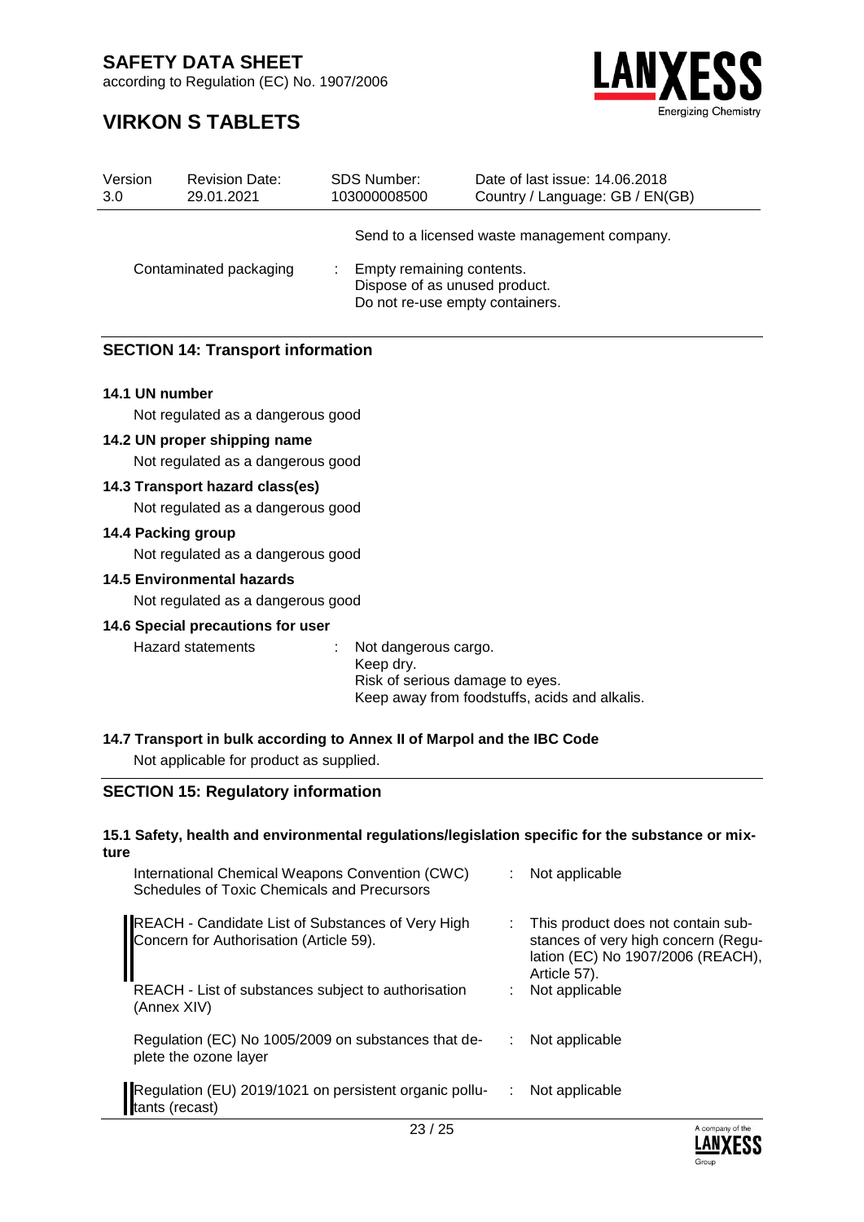| | | |
|---|---|---|
| | | Send to a licensed waste management company. |
| Contaminated packaging | : | Empty remaining contents.<br>Dispose of as unused product.<br>Do not re-use empty containers. |

## SECTION 14: Transport information

**14.1 UN number**

Not regulated as a dangerous good

**14.2 UN proper shipping name**

Not regulated as a dangerous good

**14.3 Transport hazard class(es)**

Not regulated as a dangerous good

**14.4 Packing group**

Not regulated as a dangerous good

**14.5 Environmental hazards**

Not regulated as a dangerous good

**14.6 Special precautions for user**

| | | |
|---|---|---|
| Hazard statements | : | Not dangerous cargo.<br>Keep dry.<br>Risk of serious damage to eyes.<br>Keep away from foodstuffs, acids and alkalis. |

**14.7 Transport in bulk according to Annex II of Marpol and the IBC Code**

Not applicable for product as supplied.

## SECTION 15: Regulatory information

**15.1 Safety, health and environmental regulations/legislation specific for the substance or mixture**

| | | |
|---|---|---|
| International Chemical Weapons Convention (CWC) Schedules of Toxic Chemicals and Precursors | : | Not applicable |
| REACH - Candidate List of Substances of Very High Concern for Authorisation (Article 59). | : | This product does not contain substances of very high concern (Regulation (EC) No 1907/2006 (REACH), Article 57). |
| REACH - List of substances subject to authorisation (Annex XIV) | : | Not applicable |
| Regulation (EC) No 1005/2009 on substances that deplete the ozone layer | : | Not applicable |
| Regulation (EU) 2019/1021 on persistent organic pollutants (recast) | : | Not applicable |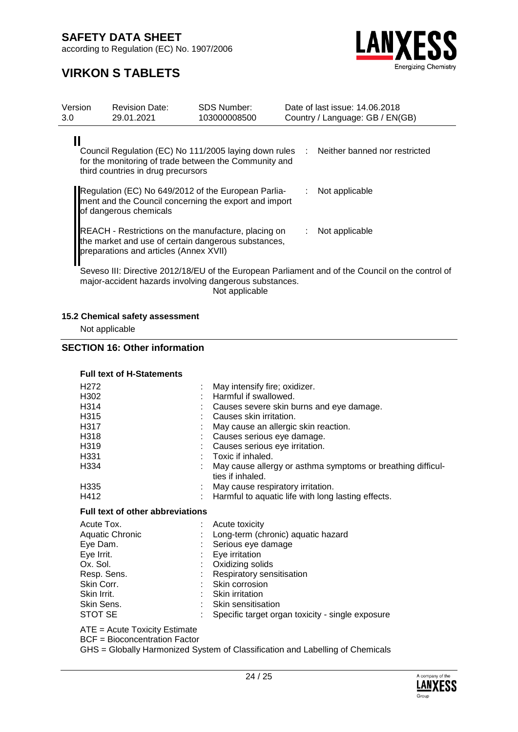| | | |
|---|---|---|
| Council Regulation (EC) No 111/2005 laying down rules for the monitoring of trade between the Community and third countries in drug precursors | : | Neither banned nor restricted |
| Regulation (EC) No 649/2012 of the European Parliament and the Council concerning the export and import of dangerous chemicals | : | Not applicable |
| REACH - Restrictions on the manufacture, placing on the market and use of certain dangerous substances, preparations and articles (Annex XVII) | : | Not applicable |

Seveso III: Directive 2012/18/EU of the European Parliament and of the Council on the control of major-accident hazards involving dangerous substances.

Not applicable

### 15.2 Chemical safety assessment

Not applicable

## SECTION 16: Other information

**Full text of H-Statements**

| | | |
|---|---|---|
| H272 | : | May intensify fire; oxidizer. |
| H302 | : | Harmful if swallowed. |
| H314 | : | Causes severe skin burns and eye damage. |
| H315 | : | Causes skin irritation. |
| H317 | : | May cause an allergic skin reaction. |
| H318 | : | Causes serious eye damage. |
| H319 | : | Causes serious eye irritation. |
| H331 | : | Toxic if inhaled. |
| H334 | : | May cause allergy or asthma symptoms or breathing difficulties if inhaled. |
| H335 | : | May cause respiratory irritation. |
| H412 | : | Harmful to aquatic life with long lasting effects. |

**Full text of other abbreviations**

| | | |
|---|---|---|
| Acute Tox. | : | Acute toxicity |
| Aquatic Chronic | : | Long-term (chronic) aquatic hazard |
| Eye Dam. | : | Serious eye damage |
| Eye Irrit. | : | Eye irritation |
| Ox. Sol. | : | Oxidizing solids |
| Resp. Sens. | : | Respiratory sensitisation |
| Skin Corr. | : | Skin corrosion |
| Skin Irrit. | : | Skin irritation |
| Skin Sens. | : | Skin sensitisation |
| STOT SE | : | Specific target organ toxicity - single exposure |

ATE = Acute Toxicity Estimate
BCF = Bioconcentration Factor
GHS = Globally Harmonized System of Classification and Labelling of Chemicals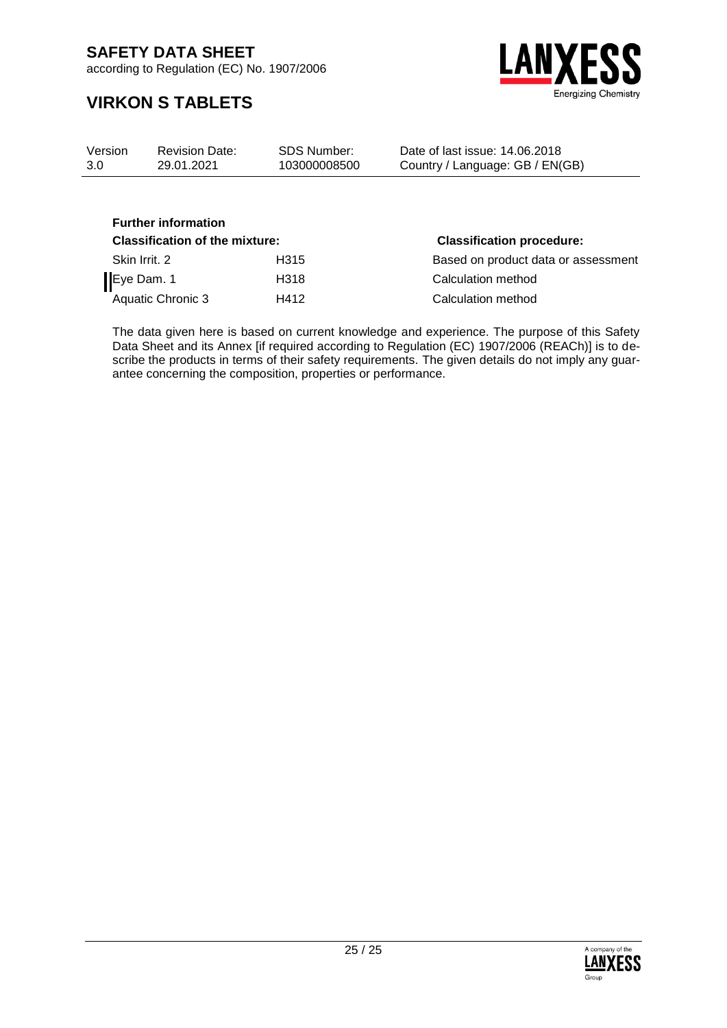**Further information**

| Classification of the mixture: | | Classification procedure: |
| --- | --- | --- |
| Skin Irrit. 2 | H315 | Based on product data or assessment |
| Eye Dam. 1 | H318 | Calculation method |
| Aquatic Chronic 3 | H412 | Calculation method |

The data given here is based on current knowledge and experience. The purpose of this Safety Data Sheet and its Annex [if required according to Regulation (EC) 1907/2006 (REACh)] is to describe the products in terms of their safety requirements. The given details do not imply any guarantee concerning the composition, properties or performance.